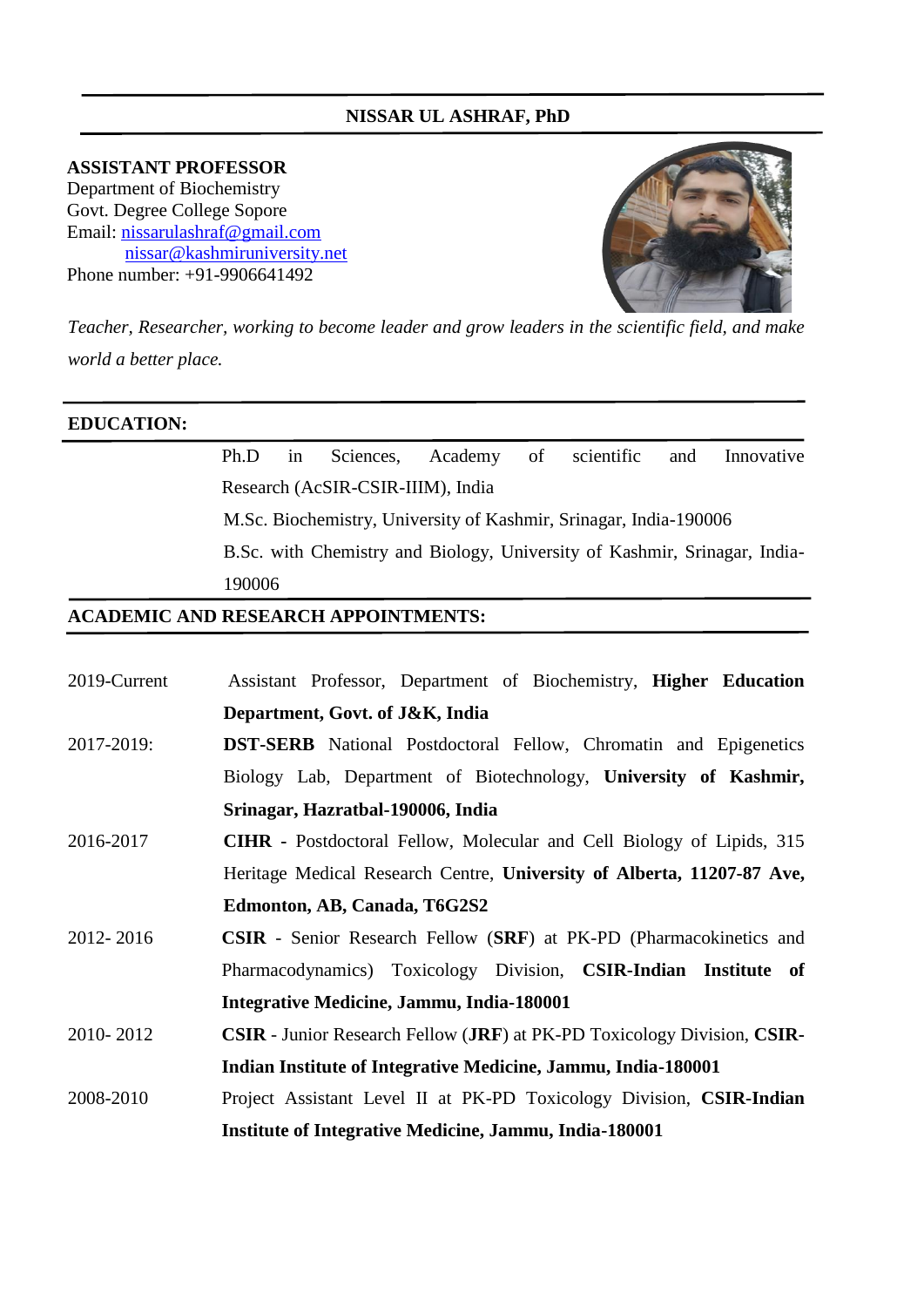# NISSAR UL ASHRAF, PhD

**ASSISTANT PROFESSOR**
Department of Biochemistry
Govt. Degree College Sopore
Email: nissarulashraf@gmail.com
nissar@kashmiruniversity.net
Phone number: +91-9906641492

*Teacher, Researcher, working to become leader and grow leaders in the scientific field, and make world a better place.*

## EDUCATION:

Ph.D in Sciences, Academy of scientific and Innovative Research (AcSIR-CSIR-IIIM), India

M.Sc. Biochemistry, University of Kashmir, Srinagar, India-190006

B.Sc. with Chemistry and Biology, University of Kashmir, Srinagar, India-190006

## ACADEMIC AND RESEARCH APPOINTMENTS:

| | |
|---|---|
| 2019-Current | Assistant Professor, Department of Biochemistry, **Higher Education Department, Govt. of J&K, India** |
| 2017-2019: | **DST-SERB** National Postdoctoral Fellow, Chromatin and Epigenetics Biology Lab, Department of Biotechnology, **University of Kashmir, Srinagar, Hazratbal-190006, India** |
| 2016-2017 | **CIHR -** Postdoctoral Fellow, Molecular and Cell Biology of Lipids, 315 Heritage Medical Research Centre, **University of Alberta, 11207-87 Ave, Edmonton, AB, Canada, T6G2S2** |
| 2012- 2016 | **CSIR** - Senior Research Fellow (**SRF**) at PK-PD (Pharmacokinetics and Pharmacodynamics) Toxicology Division, **CSIR-Indian Institute of Integrative Medicine, Jammu, India-180001** |
| 2010- 2012 | **CSIR** - Junior Research Fellow (**JRF**) at PK-PD Toxicology Division, **CSIR-Indian Institute of Integrative Medicine, Jammu, India-180001** |
| 2008-2010 | Project Assistant Level II at PK-PD Toxicology Division, **CSIR-Indian Institute of Integrative Medicine, Jammu, India-180001** |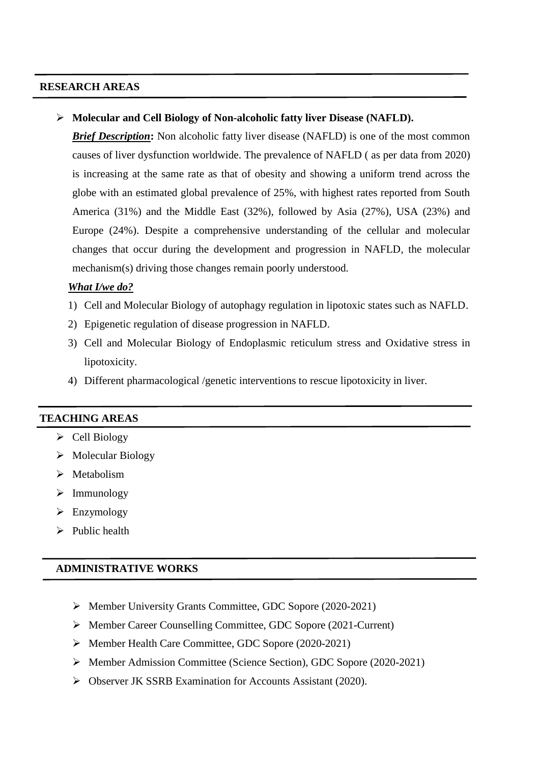## RESEARCH AREAS

- **Molecular and Cell Biology of Non-alcoholic fatty liver Disease (NAFLD).**

  ***Brief Description*:** Non alcoholic fatty liver disease (NAFLD) is one of the most common causes of liver dysfunction worldwide. The prevalence of NAFLD ( as per data from 2020) is increasing at the same rate as that of obesity and showing a uniform trend across the globe with an estimated global prevalence of 25%, with highest rates reported from South America (31%) and the Middle East (32%), followed by Asia (27%), USA (23%) and Europe (24%). Despite a comprehensive understanding of the cellular and molecular changes that occur during the development and progression in NAFLD, the molecular mechanism(s) driving those changes remain poorly understood.

  ***What I/we do?***

  1) Cell and Molecular Biology of autophagy regulation in lipotoxic states such as NAFLD.
  2) Epigenetic regulation of disease progression in NAFLD.
  3) Cell and Molecular Biology of Endoplasmic reticulum stress and Oxidative stress in lipotoxicity.
  4) Different pharmacological /genetic interventions to rescue lipotoxicity in liver.

## TEACHING AREAS

- Cell Biology
- Molecular Biology
- Metabolism
- Immunology
- Enzymology
- Public health

## ADMINISTRATIVE WORKS

- Member University Grants Committee, GDC Sopore (2020-2021)
- Member Career Counselling Committee, GDC Sopore (2021-Current)
- Member Health Care Committee, GDC Sopore (2020-2021)
- Member Admission Committee (Science Section), GDC Sopore (2020-2021)
- Observer JK SSRB Examination for Accounts Assistant (2020).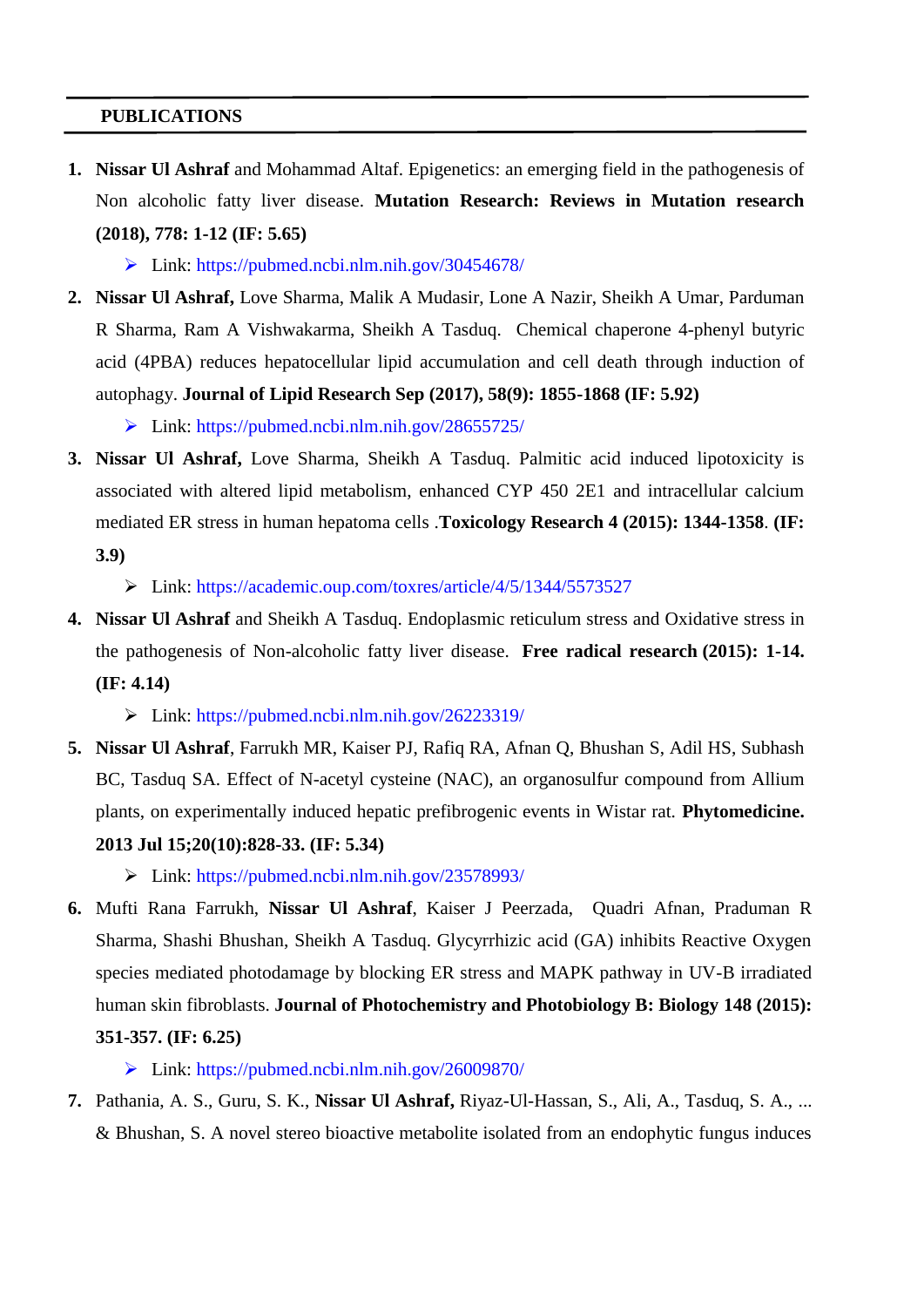## PUBLICATIONS

1. **Nissar Ul Ashraf** and Mohammad Altaf. Epigenetics: an emerging field in the pathogenesis of Non alcoholic fatty liver disease. **Mutation Research: Reviews in Mutation research (2018), 778: 1-12 (IF: 5.65)**
   - Link: https://pubmed.ncbi.nlm.nih.gov/30454678/
2. **Nissar Ul Ashraf,** Love Sharma, Malik A Mudasir, Lone A Nazir, Sheikh A Umar, Parduman R Sharma, Ram A Vishwakarma, Sheikh A Tasduq. Chemical chaperone 4-phenyl butyric acid (4PBA) reduces hepatocellular lipid accumulation and cell death through induction of autophagy. **Journal of Lipid Research Sep (2017), 58(9): 1855-1868 (IF: 5.92)**
   - Link: https://pubmed.ncbi.nlm.nih.gov/28655725/
3. **Nissar Ul Ashraf,** Love Sharma, Sheikh A Tasduq. Palmitic acid induced lipotoxicity is associated with altered lipid metabolism, enhanced CYP 450 2E1 and intracellular calcium mediated ER stress in human hepatoma cells .**Toxicology Research 4 (2015): 1344-1358**. **(IF: 3.9)**
   - Link: https://academic.oup.com/toxres/article/4/5/1344/5573527
4. **Nissar Ul Ashraf** and Sheikh A Tasduq. Endoplasmic reticulum stress and Oxidative stress in the pathogenesis of Non-alcoholic fatty liver disease. **Free radical research (2015): 1-14. (IF: 4.14)**
   - Link: https://pubmed.ncbi.nlm.nih.gov/26223319/
5. **Nissar Ul Ashraf**, Farrukh MR, Kaiser PJ, Rafiq RA, Afnan Q, Bhushan S, Adil HS, Subhash BC, Tasduq SA. Effect of N-acetyl cysteine (NAC), an organosulfur compound from Allium plants, on experimentally induced hepatic prefibrogenic events in Wistar rat. **Phytomedicine. 2013 Jul 15;20(10):828-33. (IF: 5.34)**
   - Link: https://pubmed.ncbi.nlm.nih.gov/23578993/
6. Mufti Rana Farrukh, **Nissar Ul Ashraf**, Kaiser J Peerzada, Quadri Afnan, Praduman R Sharma, Shashi Bhushan, Sheikh A Tasduq. Glycyrrhizic acid (GA) inhibits Reactive Oxygen species mediated photodamage by blocking ER stress and MAPK pathway in UV-B irradiated human skin fibroblasts. **Journal of Photochemistry and Photobiology B: Biology 148 (2015): 351-357. (IF: 6.25)**
   - Link: https://pubmed.ncbi.nlm.nih.gov/26009870/
7. Pathania, A. S., Guru, S. K., **Nissar Ul Ashraf,** Riyaz-Ul-Hassan, S., Ali, A., Tasduq, S. A., ... & Bhushan, S. A novel stereo bioactive metabolite isolated from an endophytic fungus induces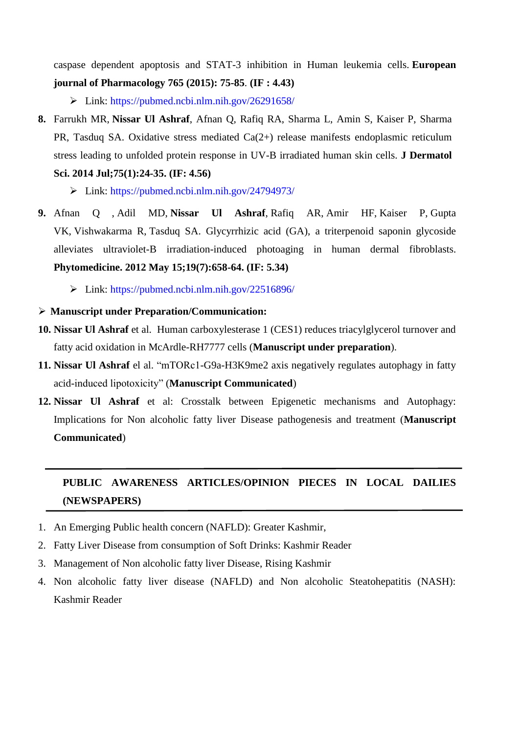caspase dependent apoptosis and STAT-3 inhibition in Human leukemia cells. **European journal of Pharmacology 765 (2015): 75-85**. **(IF : 4.43)**

- Link: https://pubmed.ncbi.nlm.nih.gov/26291658/

**8.** Farrukh MR, **Nissar Ul Ashraf**, Afnan Q, Rafiq RA, Sharma L, Amin S, Kaiser P, Sharma PR, Tasduq SA. Oxidative stress mediated Ca(2+) release manifests endoplasmic reticulum stress leading to unfolded protein response in UV-B irradiated human skin cells. **J Dermatol Sci. 2014 Jul;75(1):24-35. (IF: 4.56)**

- Link: https://pubmed.ncbi.nlm.nih.gov/24794973/

**9.** Afnan Q , Adil MD, **Nissar Ul Ashraf**, Rafiq AR, Amir HF, Kaiser P, Gupta VK, Vishwakarma R, Tasduq SA. Glycyrrhizic acid (GA), a triterpenoid saponin glycoside alleviates ultraviolet-B irradiation-induced photoaging in human dermal fibroblasts. **Phytomedicine. 2012 May 15;19(7):658-64. (IF: 5.34)**

- Link: https://pubmed.ncbi.nlm.nih.gov/22516896/

- **Manuscript under Preparation/Communication:**

**10. Nissar Ul Ashraf** et al. Human carboxylesterase 1 (CES1) reduces triacylglycerol turnover and fatty acid oxidation in McArdle-RH7777 cells (**Manuscript under preparation**).

**11. Nissar Ul Ashraf** el al. “mTORc1-G9a-H3K9me2 axis negatively regulates autophagy in fatty acid-induced lipotoxicity” (**Manuscript Communicated**)

**12. Nissar Ul Ashraf** et al: Crosstalk between Epigenetic mechanisms and Autophagy: Implications for Non alcoholic fatty liver Disease pathogenesis and treatment (**Manuscript Communicated**)

## PUBLIC AWARENESS ARTICLES/OPINION PIECES IN LOCAL DAILIES (NEWSPAPERS)

1. An Emerging Public health concern (NAFLD): Greater Kashmir,
2. Fatty Liver Disease from consumption of Soft Drinks: Kashmir Reader
3. Management of Non alcoholic fatty liver Disease, Rising Kashmir
4. Non alcoholic fatty liver disease (NAFLD) and Non alcoholic Steatohepatitis (NASH): Kashmir Reader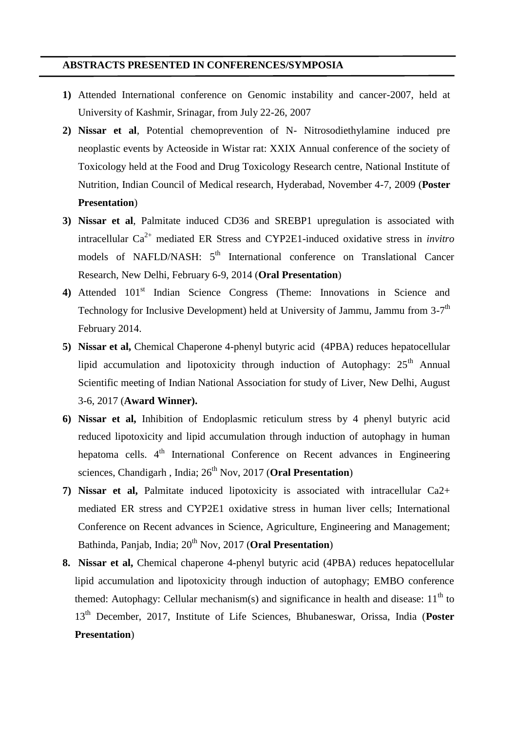## ABSTRACTS PRESENTED IN CONFERENCES/SYMPOSIA

1) Attended International conference on Genomic instability and cancer-2007, held at University of Kashmir, Srinagar, from July 22-26, 2007
2) **Nissar et al**, Potential chemoprevention of N- Nitrosodiethylamine induced pre neoplastic events by Acteoside in Wistar rat: XXIX Annual conference of the society of Toxicology held at the Food and Drug Toxicology Research centre, National Institute of Nutrition, Indian Council of Medical research, Hyderabad, November 4-7, 2009 (**Poster Presentation**)
3) **Nissar et al**, Palmitate induced CD36 and SREBP1 upregulation is associated with intracellular $Ca^{2+}$ mediated ER Stress and CYP2E1-induced oxidative stress in *invitro* models of NAFLD/NASH: 5th International conference on Translational Cancer Research, New Delhi, February 6-9, 2014 (**Oral Presentation**)
4) Attended 101st Indian Science Congress (Theme: Innovations in Science and Technology for Inclusive Development) held at University of Jammu, Jammu from 3-7th February 2014.
5) **Nissar et al,** Chemical Chaperone 4-phenyl butyric acid (4PBA) reduces hepatocellular lipid accumulation and lipotoxicity through induction of Autophagy: 25th Annual Scientific meeting of Indian National Association for study of Liver, New Delhi, August 3-6, 2017 (**Award Winner).**
6) **Nissar et al,** Inhibition of Endoplasmic reticulum stress by 4 phenyl butyric acid reduced lipotoxicity and lipid accumulation through induction of autophagy in human hepatoma cells. 4th International Conference on Recent advances in Engineering sciences, Chandigarh , India; 26th Nov, 2017 (**Oral Presentation**)
7) **Nissar et al,** Palmitate induced lipotoxicity is associated with intracellular Ca2+ mediated ER stress and CYP2E1 oxidative stress in human liver cells; International Conference on Recent advances in Science, Agriculture, Engineering and Management; Bathinda, Panjab, India; 20th Nov, 2017 (**Oral Presentation**)
8. **Nissar et al,** Chemical chaperone 4-phenyl butyric acid (4PBA) reduces hepatocellular lipid accumulation and lipotoxicity through induction of autophagy; EMBO conference themed: Autophagy: Cellular mechanism(s) and significance in health and disease: 11th to 13th December, 2017, Institute of Life Sciences, Bhubaneswar, Orissa, India (**Poster Presentation**)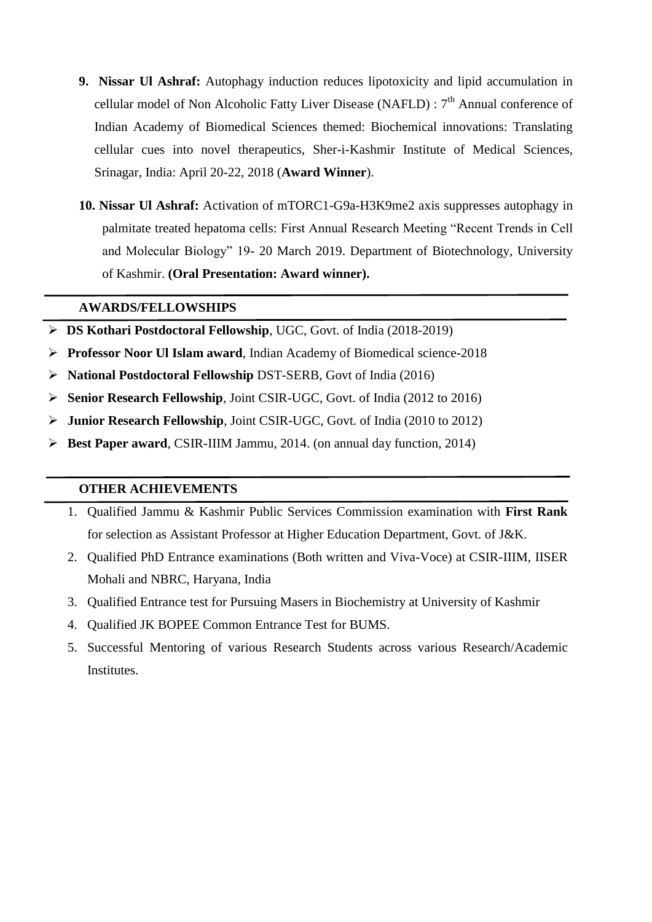9. **Nissar Ul Ashraf:** Autophagy induction reduces lipotoxicity and lipid accumulation in cellular model of Non Alcoholic Fatty Liver Disease (NAFLD) : 7th Annual conference of Indian Academy of Biomedical Sciences themed: Biochemical innovations: Translating cellular cues into novel therapeutics, Sher-i-Kashmir Institute of Medical Sciences, Srinagar, India: April 20-22, 2018 (**Award Winner**).

10. **Nissar Ul Ashraf:** Activation of mTORC1-G9a-H3K9me2 axis suppresses autophagy in palmitate treated hepatoma cells: First Annual Research Meeting "Recent Trends in Cell and Molecular Biology" 19- 20 March 2019. Department of Biotechnology, University of Kashmir. **(Oral Presentation: Award winner).**

## AWARDS/FELLOWSHIPS

- **DS Kothari Postdoctoral Fellowship**, UGC, Govt. of India (2018-2019)
- **Professor Noor Ul Islam award**, Indian Academy of Biomedical science-2018
- **National Postdoctoral Fellowship** DST-SERB, Govt of India (2016)
- **Senior Research Fellowship**, Joint CSIR-UGC, Govt. of India (2012 to 2016)
- **Junior Research Fellowship**, Joint CSIR-UGC, Govt. of India (2010 to 2012)
- **Best Paper award**, CSIR-IIIM Jammu, 2014. (on annual day function, 2014)

## OTHER ACHIEVEMENTS

1. Qualified Jammu & Kashmir Public Services Commission examination with **First Rank** for selection as Assistant Professor at Higher Education Department, Govt. of J&K.
2. Qualified PhD Entrance examinations (Both written and Viva-Voce) at CSIR-IIIM, IISER Mohali and NBRC, Haryana, India
3. Qualified Entrance test for Pursuing Masers in Biochemistry at University of Kashmir
4. Qualified JK BOPEE Common Entrance Test for BUMS.
5. Successful Mentoring of various Research Students across various Research/Academic Institutes.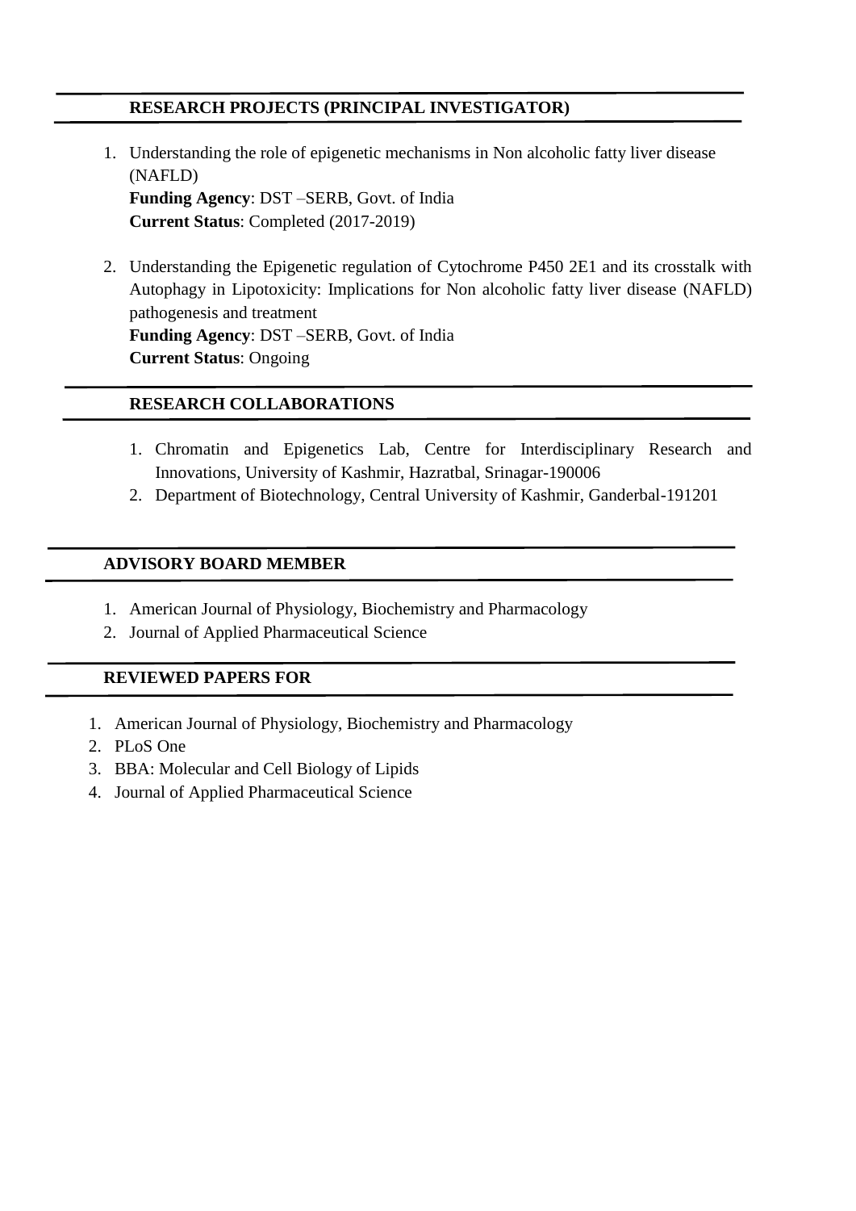## RESEARCH PROJECTS (PRINCIPAL INVESTIGATOR)

1. Understanding the role of epigenetic mechanisms in Non alcoholic fatty liver disease (NAFLD)
   **Funding Agency**: DST –SERB, Govt. of India
   **Current Status**: Completed (2017-2019)

2. Understanding the Epigenetic regulation of Cytochrome P450 2E1 and its crosstalk with Autophagy in Lipotoxicity: Implications for Non alcoholic fatty liver disease (NAFLD) pathogenesis and treatment
   **Funding Agency**: DST –SERB, Govt. of India
   **Current Status**: Ongoing

## RESEARCH COLLABORATIONS

1. Chromatin and Epigenetics Lab, Centre for Interdisciplinary Research and Innovations, University of Kashmir, Hazratbal, Srinagar-190006
2. Department of Biotechnology, Central University of Kashmir, Ganderbal-191201

## ADVISORY BOARD MEMBER

1. American Journal of Physiology, Biochemistry and Pharmacology
2. Journal of Applied Pharmaceutical Science

## REVIEWED PAPERS FOR

1. American Journal of Physiology, Biochemistry and Pharmacology
2. PLoS One
3. BBA: Molecular and Cell Biology of Lipids
4. Journal of Applied Pharmaceutical Science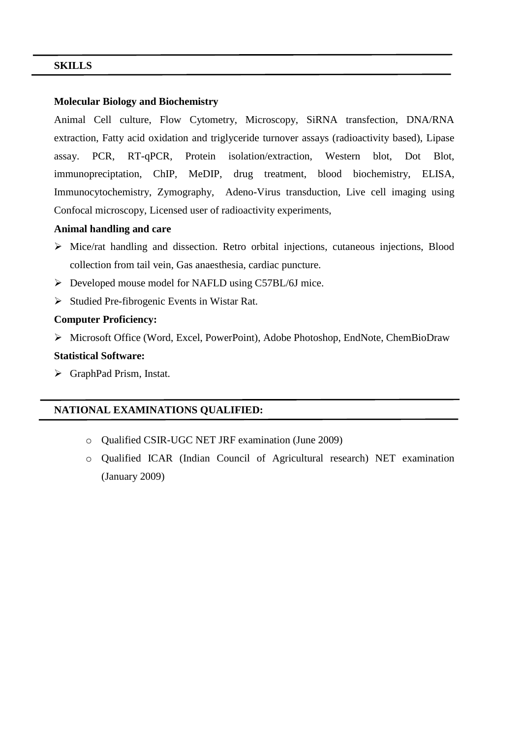## SKILLS

**Molecular Biology and Biochemistry**

Animal Cell culture, Flow Cytometry, Microscopy, SiRNA transfection, DNA/RNA extraction, Fatty acid oxidation and triglyceride turnover assays (radioactivity based), Lipase assay. PCR, RT-qPCR, Protein isolation/extraction, Western blot, Dot Blot, immunopreciptation, ChIP, MeDIP, drug treatment, blood biochemistry, ELISA, Immunocytochemistry, Zymography, Adeno-Virus transduction, Live cell imaging using Confocal microscopy, Licensed user of radioactivity experiments,

**Animal handling and care**

- Mice/rat handling and dissection. Retro orbital injections, cutaneous injections, Blood collection from tail vein, Gas anaesthesia, cardiac puncture.
- Developed mouse model for NAFLD using C57BL/6J mice.
- Studied Pre-fibrogenic Events in Wistar Rat.

**Computer Proficiency:**

- Microsoft Office (Word, Excel, PowerPoint), Adobe Photoshop, EndNote, ChemBioDraw

**Statistical Software:**

- GraphPad Prism, Instat.

## NATIONAL EXAMINATIONS QUALIFIED:

- Qualified CSIR-UGC NET JRF examination (June 2009)
- Qualified ICAR (Indian Council of Agricultural research) NET examination (January 2009)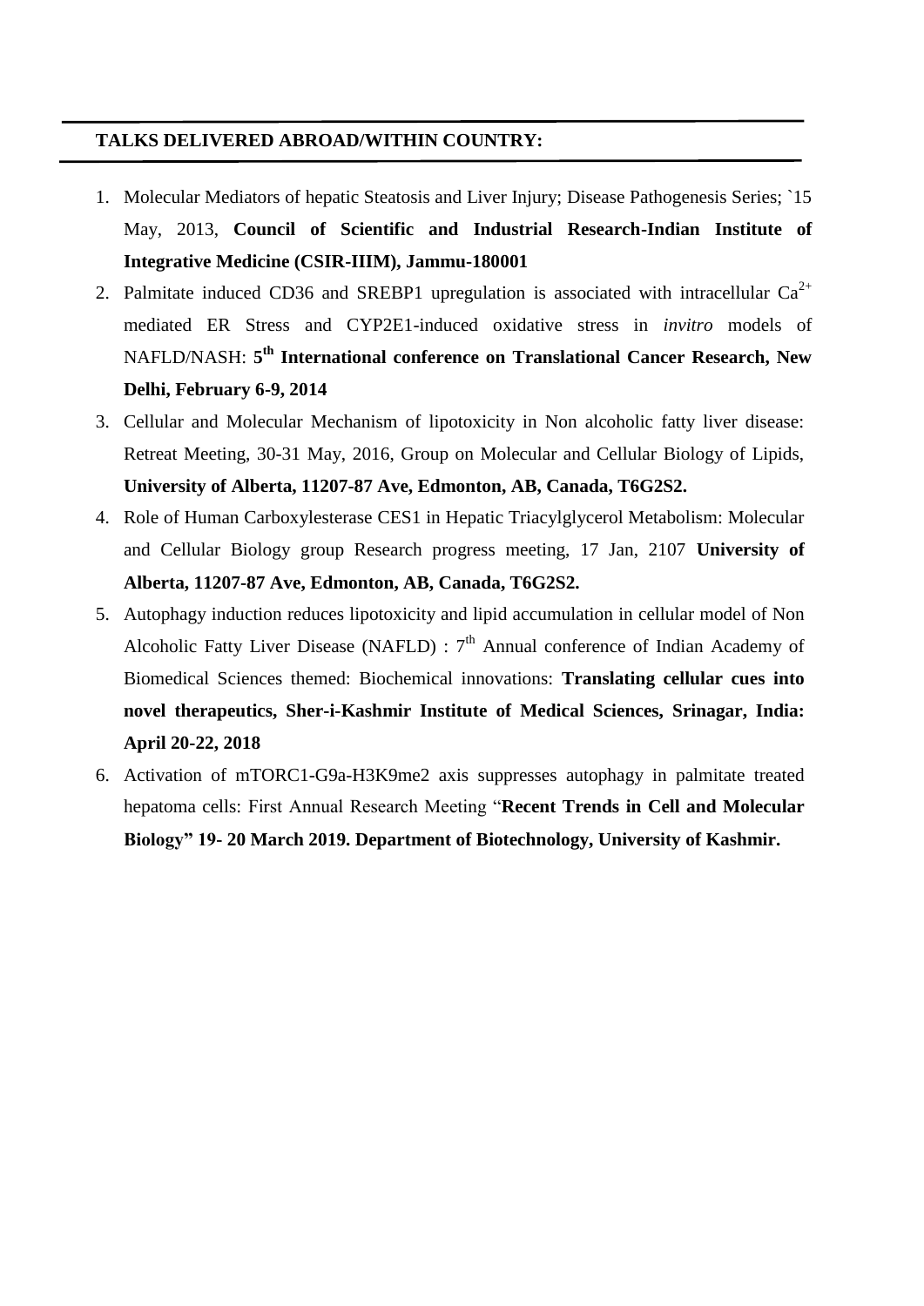## TALKS DELIVERED ABROAD/WITHIN COUNTRY:

1. Molecular Mediators of hepatic Steatosis and Liver Injury; Disease Pathogenesis Series; `15 May, 2013, **Council of Scientific and Industrial Research-Indian Institute of Integrative Medicine (CSIR-IIIM), Jammu-180001**
2. Palmitate induced CD36 and SREBP1 upregulation is associated with intracellular $Ca^{2+}$ mediated ER Stress and CYP2E1-induced oxidative stress in *invitro* models of NAFLD/NASH: **5th International conference on Translational Cancer Research, New Delhi, February 6-9, 2014**
3. Cellular and Molecular Mechanism of lipotoxicity in Non alcoholic fatty liver disease: Retreat Meeting, 30-31 May, 2016, Group on Molecular and Cellular Biology of Lipids, **University of Alberta, 11207-87 Ave, Edmonton, AB, Canada, T6G2S2.**
4. Role of Human Carboxylesterase CES1 in Hepatic Triacylglycerol Metabolism: Molecular and Cellular Biology group Research progress meeting, 17 Jan, 2107 **University of Alberta, 11207-87 Ave, Edmonton, AB, Canada, T6G2S2.**
5. Autophagy induction reduces lipotoxicity and lipid accumulation in cellular model of Non Alcoholic Fatty Liver Disease (NAFLD) : 7th Annual conference of Indian Academy of Biomedical Sciences themed: Biochemical innovations: **Translating cellular cues into novel therapeutics, Sher-i-Kashmir Institute of Medical Sciences, Srinagar, India: April 20-22, 2018**
6. Activation of mTORC1-G9a-H3K9me2 axis suppresses autophagy in palmitate treated hepatoma cells: First Annual Research Meeting "**Recent Trends in Cell and Molecular Biology" 19- 20 March 2019. Department of Biotechnology, University of Kashmir.**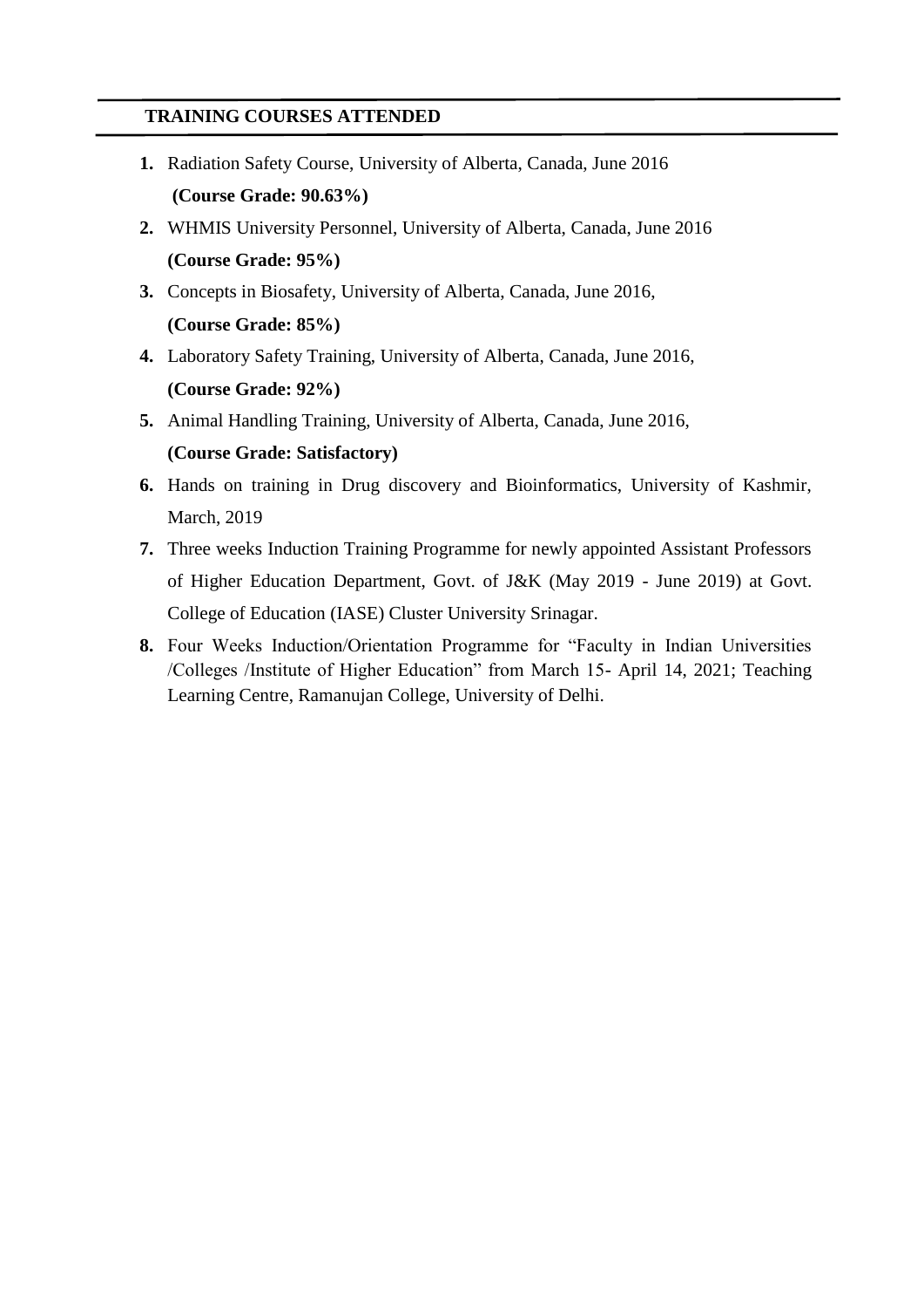## TRAINING COURSES ATTENDED

1. Radiation Safety Course, University of Alberta, Canada, June 2016
   **(Course Grade: 90.63%)**
2. WHMIS University Personnel, University of Alberta, Canada, June 2016
   **(Course Grade: 95%)**
3. Concepts in Biosafety, University of Alberta, Canada, June 2016,
   **(Course Grade: 85%)**
4. Laboratory Safety Training, University of Alberta, Canada, June 2016,
   **(Course Grade: 92%)**
5. Animal Handling Training, University of Alberta, Canada, June 2016,
   **(Course Grade: Satisfactory)**
6. Hands on training in Drug discovery and Bioinformatics, University of Kashmir, March, 2019
7. Three weeks Induction Training Programme for newly appointed Assistant Professors of Higher Education Department, Govt. of J&K (May 2019 - June 2019) at Govt. College of Education (IASE) Cluster University Srinagar.
8. Four Weeks Induction/Orientation Programme for "Faculty in Indian Universities /Colleges /Institute of Higher Education" from March 15- April 14, 2021; Teaching Learning Centre, Ramanujan College, University of Delhi.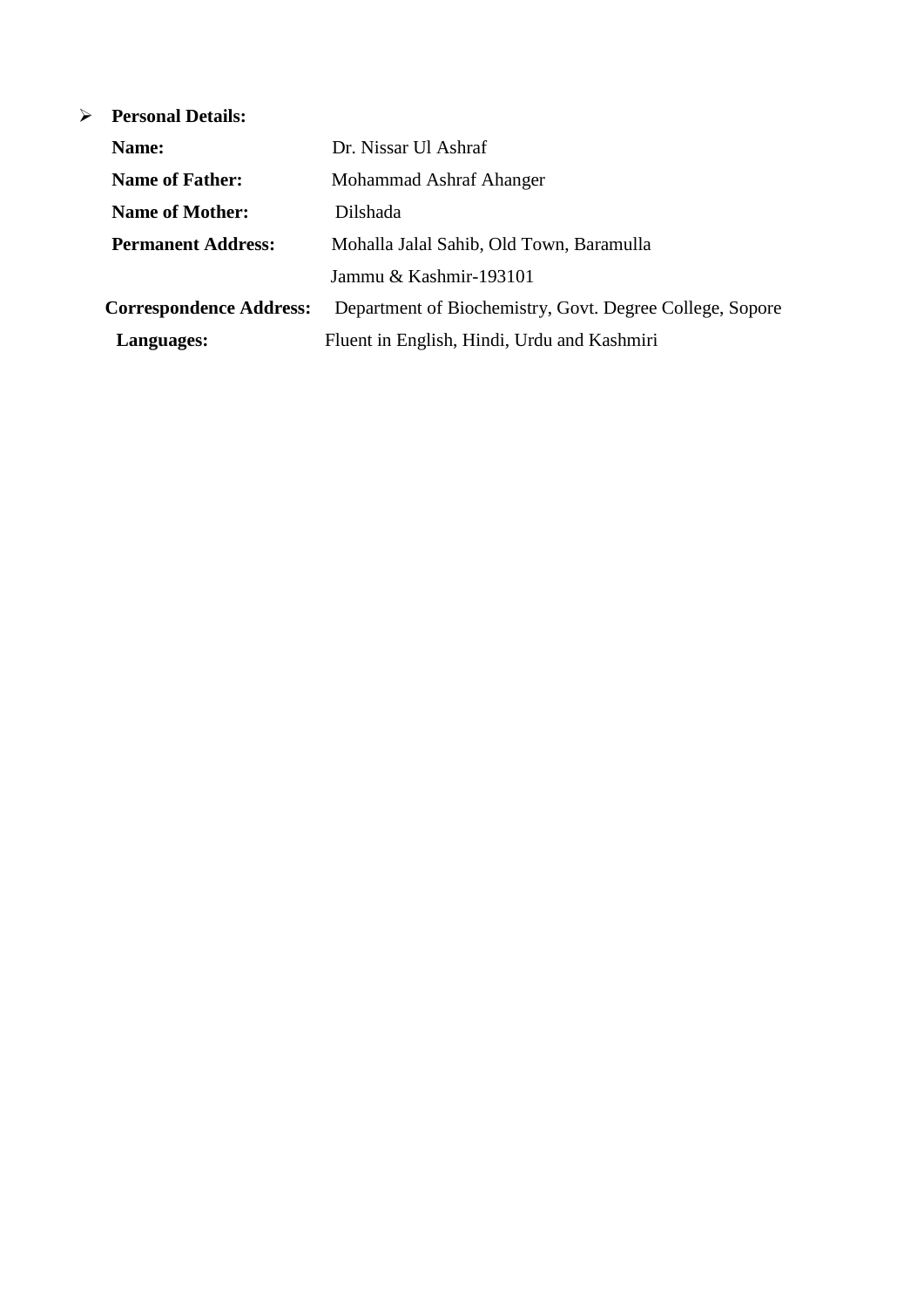- **Personal Details:**

| | |
|---|---|
| **Name:** | Dr. Nissar Ul Ashraf |
| **Name of Father:** | Mohammad Ashraf Ahanger |
| **Name of Mother:** | Dilshada |
| **Permanent Address:** | Mohalla Jalal Sahib, Old Town, Baramulla |
| | Jammu & Kashmir-193101 |
| **Correspondence Address:** | Department of Biochemistry, Govt. Degree College, Sopore |
| **Languages:** | Fluent in English, Hindi, Urdu and Kashmiri |